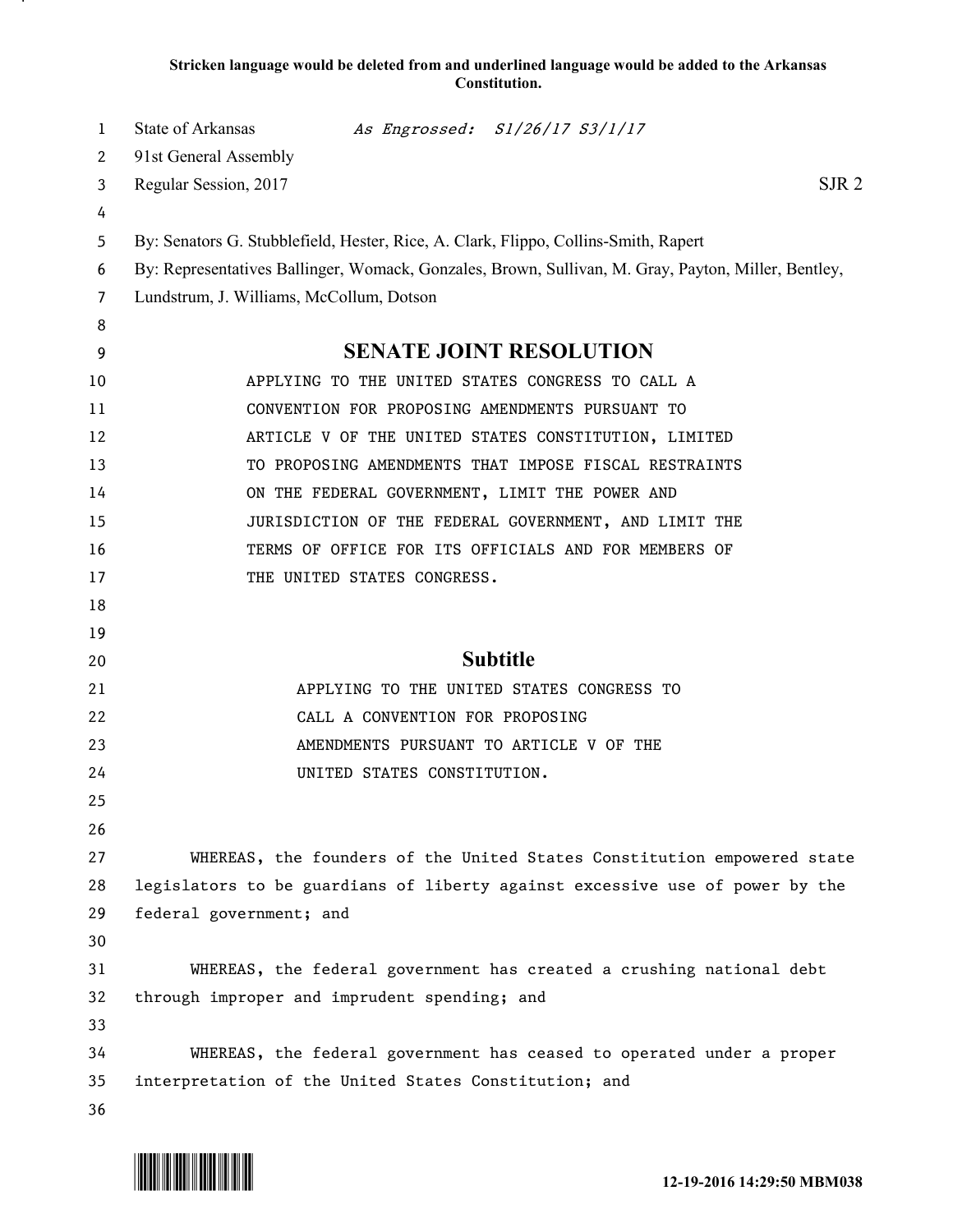**Stricken language would be deleted from and underlined language would be added to the Arkansas Constitution.**

State of Arkansas *As Engrossed: S1/26/17 S3/1/17*
91st General Assembly
Regular Session, 2017 SJR 2

By: Senators G. Stubblefield, Hester, Rice, A. Clark, Flippo, Collins-Smith, Rapert
By: Representatives Ballinger, Womack, Gonzales, Brown, Sullivan, M. Gray, Payton, Miller, Bentley, Lundstrum, J. Williams, McCollum, Dotson

# SENATE JOINT RESOLUTION

APPLYING TO THE UNITED STATES CONGRESS TO CALL A CONVENTION FOR PROPOSING AMENDMENTS PURSUANT TO ARTICLE V OF THE UNITED STATES CONSTITUTION, LIMITED TO PROPOSING AMENDMENTS THAT IMPOSE FISCAL RESTRAINTS ON THE FEDERAL GOVERNMENT, LIMIT THE POWER AND JURISDICTION OF THE FEDERAL GOVERNMENT, AND LIMIT THE TERMS OF OFFICE FOR ITS OFFICIALS AND FOR MEMBERS OF THE UNITED STATES CONGRESS.

## Subtitle

APPLYING TO THE UNITED STATES CONGRESS TO CALL A CONVENTION FOR PROPOSING AMENDMENTS PURSUANT TO ARTICLE V OF THE UNITED STATES CONSTITUTION.

WHEREAS, the founders of the United States Constitution empowered state legislators to be guardians of liberty against excessive use of power by the federal government; and

WHEREAS, the federal government has created a crushing national debt through improper and imprudent spending; and

WHEREAS, the federal government has ceased to operated under a proper interpretation of the United States Constitution; and

12-19-2016 14:29:50 MBM038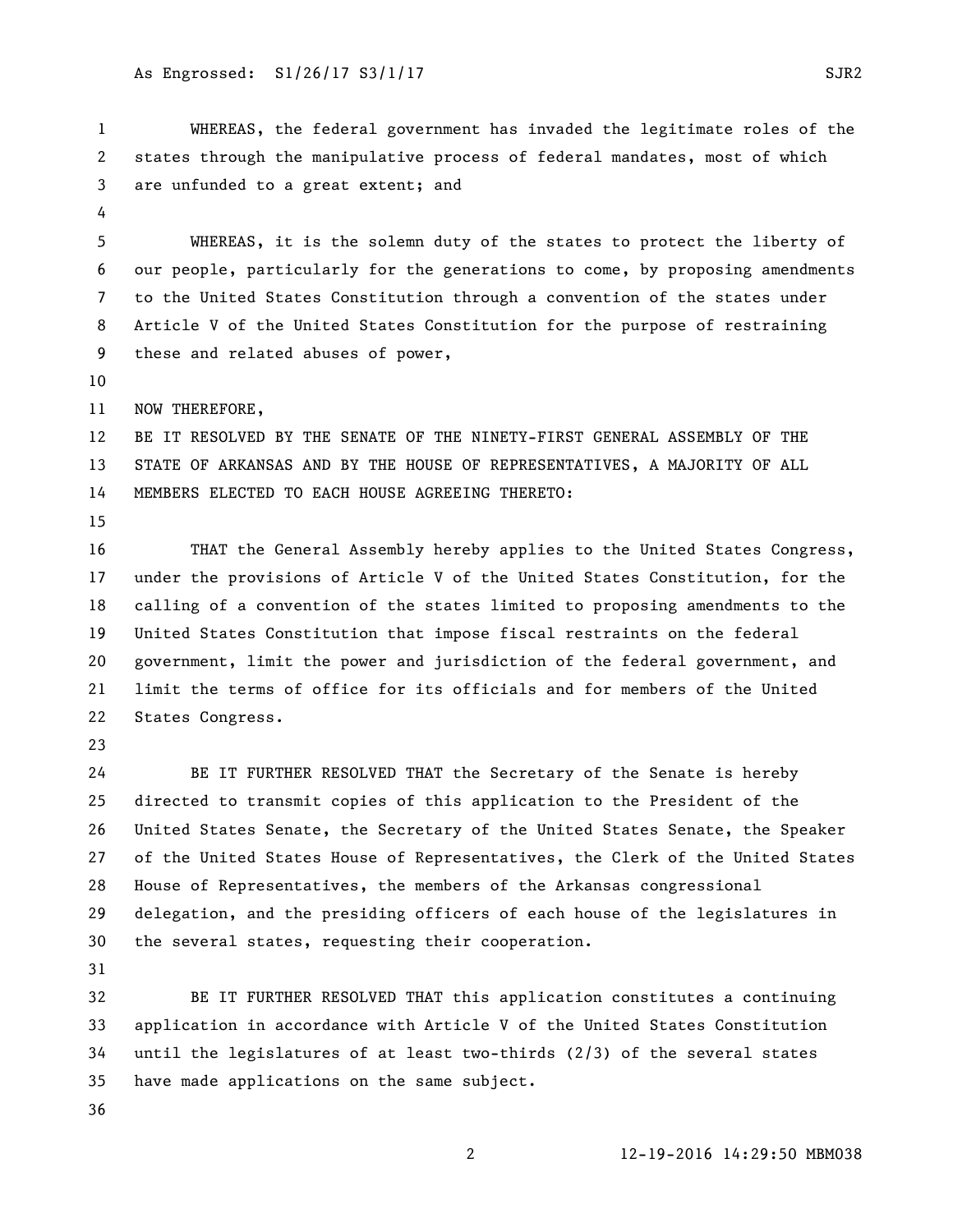WHEREAS, the federal government has invaded the legitimate roles of the states through the manipulative process of federal mandates, most of which are unfunded to a great extent; and

WHEREAS, it is the solemn duty of the states to protect the liberty of our people, particularly for the generations to come, by proposing amendments to the United States Constitution through a convention of the states under Article V of the United States Constitution for the purpose of restraining these and related abuses of power,

NOW THEREFORE,

BE IT RESOLVED BY THE SENATE OF THE NINETY-FIRST GENERAL ASSEMBLY OF THE STATE OF ARKANSAS AND BY THE HOUSE OF REPRESENTATIVES, A MAJORITY OF ALL MEMBERS ELECTED TO EACH HOUSE AGREEING THERETO:

THAT the General Assembly hereby applies to the United States Congress, under the provisions of Article V of the United States Constitution, for the calling of a convention of the states limited to proposing amendments to the United States Constitution that impose fiscal restraints on the federal government, limit the power and jurisdiction of the federal government, and limit the terms of office for its officials and for members of the United States Congress.

BE IT FURTHER RESOLVED THAT the Secretary of the Senate is hereby directed to transmit copies of this application to the President of the United States Senate, the Secretary of the United States Senate, the Speaker of the United States House of Representatives, the Clerk of the United States House of Representatives, the members of the Arkansas congressional delegation, and the presiding officers of each house of the legislatures in the several states, requesting their cooperation.

BE IT FURTHER RESOLVED THAT this application constitutes a continuing application in accordance with Article V of the United States Constitution until the legislatures of at least two-thirds (2/3) of the several states have made applications on the same subject.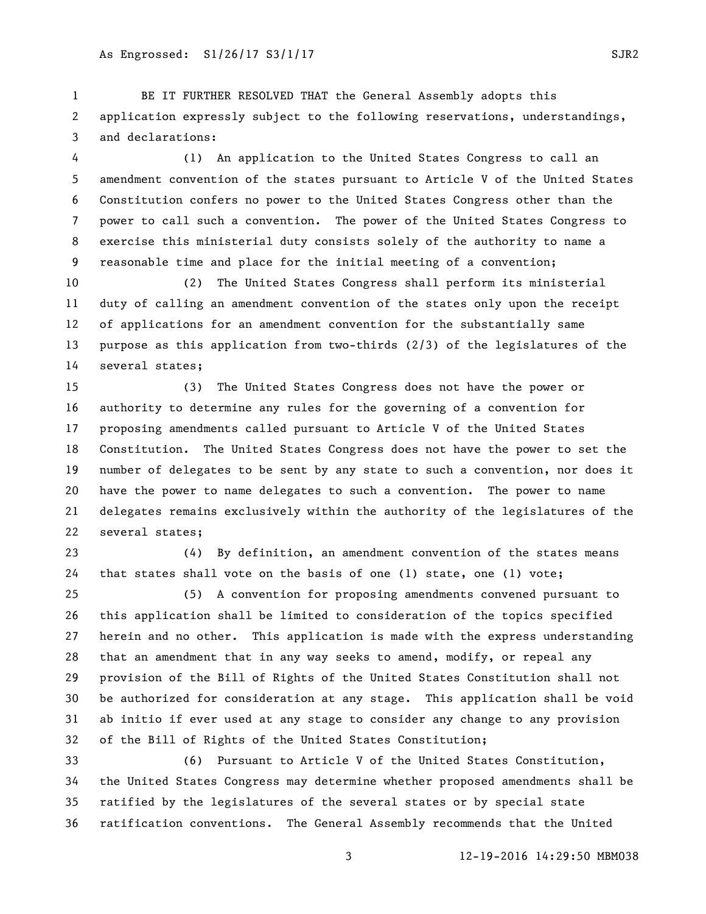BE IT FURTHER RESOLVED THAT the General Assembly adopts this application expressly subject to the following reservations, understandings, and declarations:

(1) An application to the United States Congress to call an amendment convention of the states pursuant to Article V of the United States Constitution confers no power to the United States Congress other than the power to call such a convention. The power of the United States Congress to exercise this ministerial duty consists solely of the authority to name a reasonable time and place for the initial meeting of a convention;

(2) The United States Congress shall perform its ministerial duty of calling an amendment convention of the states only upon the receipt of applications for an amendment convention for the substantially same purpose as this application from two-thirds (2/3) of the legislatures of the several states;

(3) The United States Congress does not have the power or authority to determine any rules for the governing of a convention for proposing amendments called pursuant to Article V of the United States Constitution. The United States Congress does not have the power to set the number of delegates to be sent by any state to such a convention, nor does it have the power to name delegates to such a convention. The power to name delegates remains exclusively within the authority of the legislatures of the several states;

(4) By definition, an amendment convention of the states means that states shall vote on the basis of one (1) state, one (1) vote;

(5) A convention for proposing amendments convened pursuant to this application shall be limited to consideration of the topics specified herein and no other. This application is made with the express understanding that an amendment that in any way seeks to amend, modify, or repeal any provision of the Bill of Rights of the United States Constitution shall not be authorized for consideration at any stage. This application shall be void ab initio if ever used at any stage to consider any change to any provision of the Bill of Rights of the United States Constitution;

(6) Pursuant to Article V of the United States Constitution, the United States Congress may determine whether proposed amendments shall be ratified by the legislatures of the several states or by special state ratification conventions. The General Assembly recommends that the United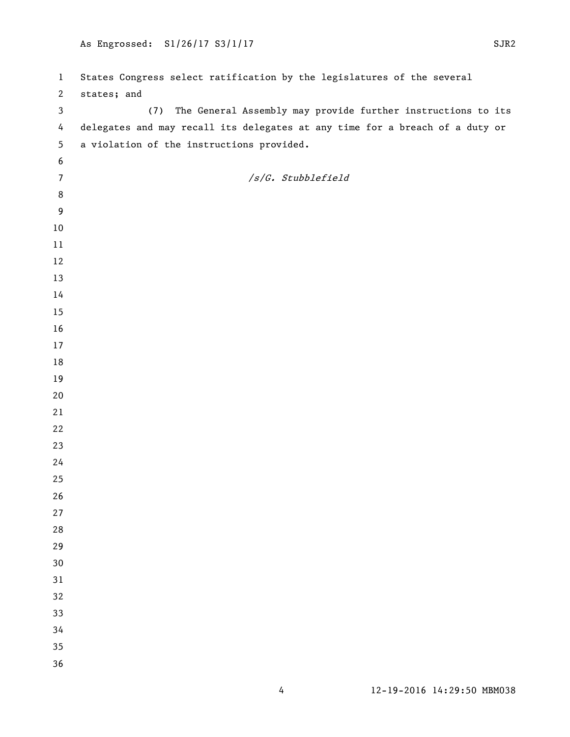States Congress select ratification by the legislatures of the several states; and

(7) The General Assembly may provide further instructions to its delegates and may recall its delegates at any time for a breach of a duty or a violation of the instructions provided.

*/s/G. Stubblefield*